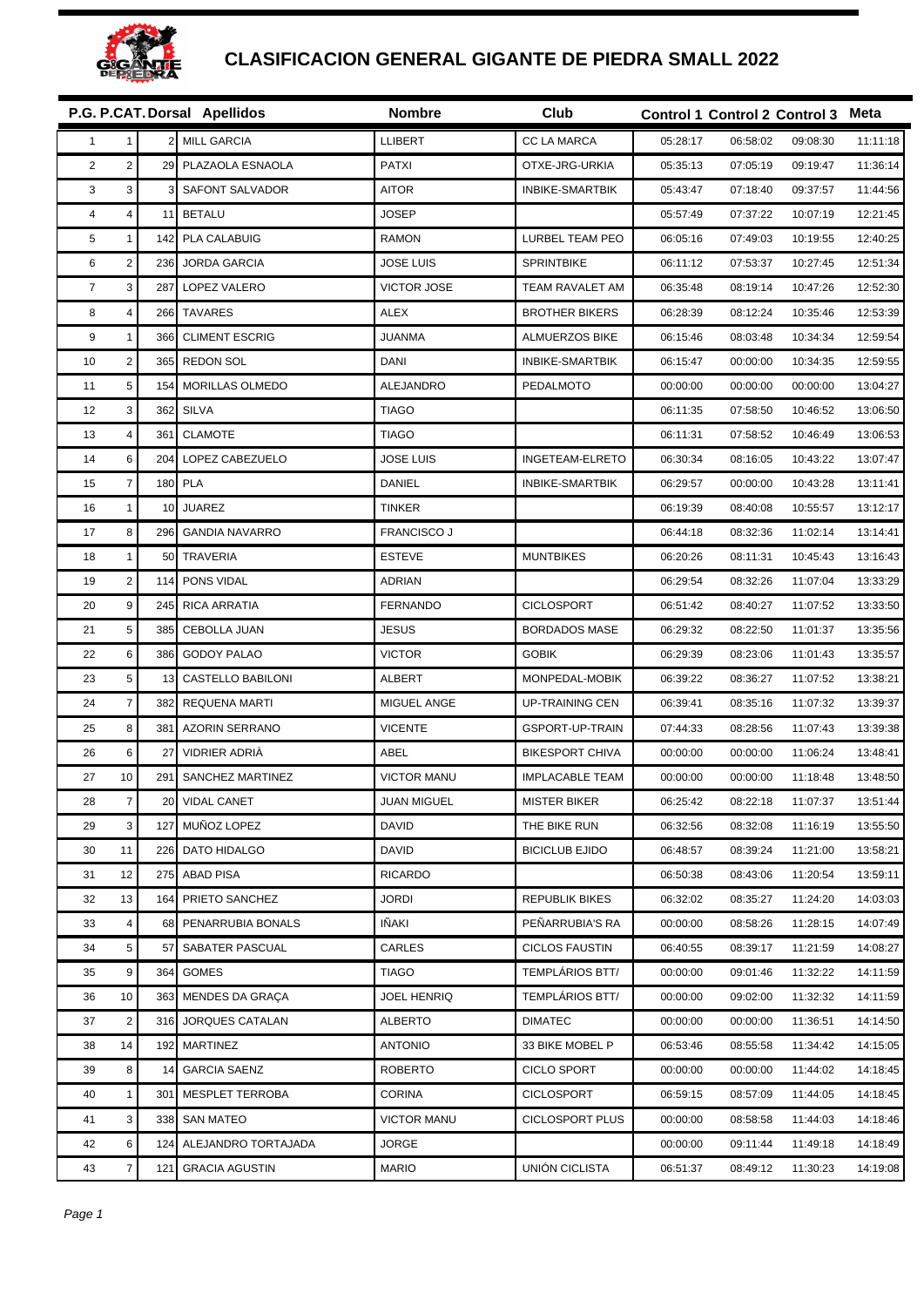# CLASIFICACION GENERAL GIGANTE DE PIEDRA SMALL 2022

| P.G. | P.CAT. | Dorsal | Apellidos | Nombre | Club | Control 1 | Control 2 | Control 3 | Meta |
|---|---|---|---|---|---|---|---|---|---|
| 1 | 1 | 2 | MILL GARCIA | LLIBERT | CC LA MARCA | 05:28:17 | 06:58:02 | 09:08:30 | 11:11:18 |
| 2 | 2 | 29 | PLAZAOLA ESNAOLA | PATXI | OTXE-JRG-URKIA | 05:35:13 | 07:05:19 | 09:19:47 | 11:36:14 |
| 3 | 3 | 3 | SAFONT SALVADOR | AITOR | INBIKE-SMARTBIK | 05:43:47 | 07:18:40 | 09:37:57 | 11:44:56 |
| 4 | 4 | 11 | BETALU | JOSEP | | 05:57:49 | 07:37:22 | 10:07:19 | 12:21:45 |
| 5 | 1 | 142 | PLA CALABUIG | RAMON | LURBEL TEAM PEO | 06:05:16 | 07:49:03 | 10:19:55 | 12:40:25 |
| 6 | 2 | 236 | JORDA GARCIA | JOSE LUIS | SPRINTBIKE | 06:11:12 | 07:53:37 | 10:27:45 | 12:51:34 |
| 7 | 3 | 287 | LOPEZ VALERO | VICTOR JOSE | TEAM RAVALET AM | 06:35:48 | 08:19:14 | 10:47:26 | 12:52:30 |
| 8 | 4 | 266 | TAVARES | ALEX | BROTHER BIKERS | 06:28:39 | 08:12:24 | 10:35:46 | 12:53:39 |
| 9 | 1 | 366 | CLIMENT ESCRIG | JUANMA | ALMUERZOS BIKE | 06:15:46 | 08:03:48 | 10:34:34 | 12:59:54 |
| 10 | 2 | 365 | REDON SOL | DANI | INBIKE-SMARTBIK | 06:15:47 | 00:00:00 | 10:34:35 | 12:59:55 |
| 11 | 5 | 154 | MORILLAS OLMEDO | ALEJANDRO | PEDALMOTO | 00:00:00 | 00:00:00 | 00:00:00 | 13:04:27 |
| 12 | 3 | 362 | SILVA | TIAGO | | 06:11:35 | 07:58:50 | 10:46:52 | 13:06:50 |
| 13 | 4 | 361 | CLAMOTE | TIAGO | | 06:11:31 | 07:58:52 | 10:46:49 | 13:06:53 |
| 14 | 6 | 204 | LOPEZ CABEZUELO | JOSE LUIS | INGETEAM-ELRETO | 06:30:34 | 08:16:05 | 10:43:22 | 13:07:47 |
| 15 | 7 | 180 | PLA | DANIEL | INBIKE-SMARTBIK | 06:29:57 | 00:00:00 | 10:43:28 | 13:11:41 |
| 16 | 1 | 10 | JUAREZ | TINKER | | 06:19:39 | 08:40:08 | 10:55:57 | 13:12:17 |
| 17 | 8 | 296 | GANDIA NAVARRO | FRANCISCO J | | 06:44:18 | 08:32:36 | 11:02:14 | 13:14:41 |
| 18 | 1 | 50 | TRAVERIA | ESTEVE | MUNTBIKES | 06:20:26 | 08:11:31 | 10:45:43 | 13:16:43 |
| 19 | 2 | 114 | PONS VIDAL | ADRIAN | | 06:29:54 | 08:32:26 | 11:07:04 | 13:33:29 |
| 20 | 9 | 245 | RICA ARRATIA | FERNANDO | CICLOSPORT | 06:51:42 | 08:40:27 | 11:07:52 | 13:33:50 |
| 21 | 5 | 385 | CEBOLLA JUAN | JESUS | BORDADOS MASE | 06:29:32 | 08:22:50 | 11:01:37 | 13:35:56 |
| 22 | 6 | 386 | GODOY PALAO | VICTOR | GOBIK | 06:29:39 | 08:23:06 | 11:01:43 | 13:35:57 |
| 23 | 5 | 13 | CASTELLO BABILONI | ALBERT | MONPEDAL-MOBIK | 06:39:22 | 08:36:27 | 11:07:52 | 13:38:21 |
| 24 | 7 | 382 | REQUENA MARTI | MIGUEL ANGE | UP-TRAINING CEN | 06:39:41 | 08:35:16 | 11:07:32 | 13:39:37 |
| 25 | 8 | 381 | AZORIN SERRANO | VICENTE | GSPORT-UP-TRAIN | 07:44:33 | 08:28:56 | 11:07:43 | 13:39:38 |
| 26 | 6 | 27 | VIDRIER ADRIÀ | ABEL | BIKESPORT CHIVA | 00:00:00 | 00:00:00 | 11:06:24 | 13:48:41 |
| 27 | 10 | 291 | SANCHEZ MARTINEZ | VICTOR MANU | IMPLACABLE TEAM | 00:00:00 | 00:00:00 | 11:18:48 | 13:48:50 |
| 28 | 7 | 20 | VIDAL CANET | JUAN MIGUEL | MISTER BIKER | 06:25:42 | 08:22:18 | 11:07:37 | 13:51:44 |
| 29 | 3 | 127 | MUÑOZ LOPEZ | DAVID | THE BIKE RUN | 06:32:56 | 08:32:08 | 11:16:19 | 13:55:50 |
| 30 | 11 | 226 | DATO HIDALGO | DAVID | BICICLUB EJIDO | 06:48:57 | 08:39:24 | 11:21:00 | 13:58:21 |
| 31 | 12 | 275 | ABAD PISA | RICARDO | | 06:50:38 | 08:43:06 | 11:20:54 | 13:59:11 |
| 32 | 13 | 164 | PRIETO SANCHEZ | JORDI | REPUBLIK BIKES | 06:32:02 | 08:35:27 | 11:24:20 | 14:03:03 |
| 33 | 4 | 68 | PENARRUBIA BONALS | IÑAKI | PEÑARRUBIA'S RA | 00:00:00 | 08:58:26 | 11:28:15 | 14:07:49 |
| 34 | 5 | 57 | SABATER PASCUAL | CARLES | CICLOS FAUSTIN | 06:40:55 | 08:39:17 | 11:21:59 | 14:08:27 |
| 35 | 9 | 364 | GOMES | TIAGO | TEMPLÁRIOS BTT/ | 00:00:00 | 09:01:46 | 11:32:22 | 14:11:59 |
| 36 | 10 | 363 | MENDES DA GRAÇA | JOEL HENRIQ | TEMPLÁRIOS BTT/ | 00:00:00 | 09:02:00 | 11:32:32 | 14:11:59 |
| 37 | 2 | 316 | JORQUES CATALAN | ALBERTO | DIMATEC | 00:00:00 | 00:00:00 | 11:36:51 | 14:14:50 |
| 38 | 14 | 192 | MARTINEZ | ANTONIO | 33 BIKE MOBEL P | 06:53:46 | 08:55:58 | 11:34:42 | 14:15:05 |
| 39 | 8 | 14 | GARCIA SAENZ | ROBERTO | CICLO SPORT | 00:00:00 | 00:00:00 | 11:44:02 | 14:18:45 |
| 40 | 1 | 301 | MESPLET TERROBA | CORINA | CICLOSPORT | 06:59:15 | 08:57:09 | 11:44:05 | 14:18:45 |
| 41 | 3 | 338 | SAN MATEO | VICTOR MANU | CICLOSPORT PLUS | 00:00:00 | 08:58:58 | 11:44:03 | 14:18:46 |
| 42 | 6 | 124 | ALEJANDRO TORTAJADA | JORGE | | 00:00:00 | 09:11:44 | 11:49:18 | 14:18:49 |
| 43 | 7 | 121 | GRACIA AGUSTIN | MARIO | UNIÓN CICLISTA | 06:51:37 | 08:49:12 | 11:30:23 | 14:19:08 |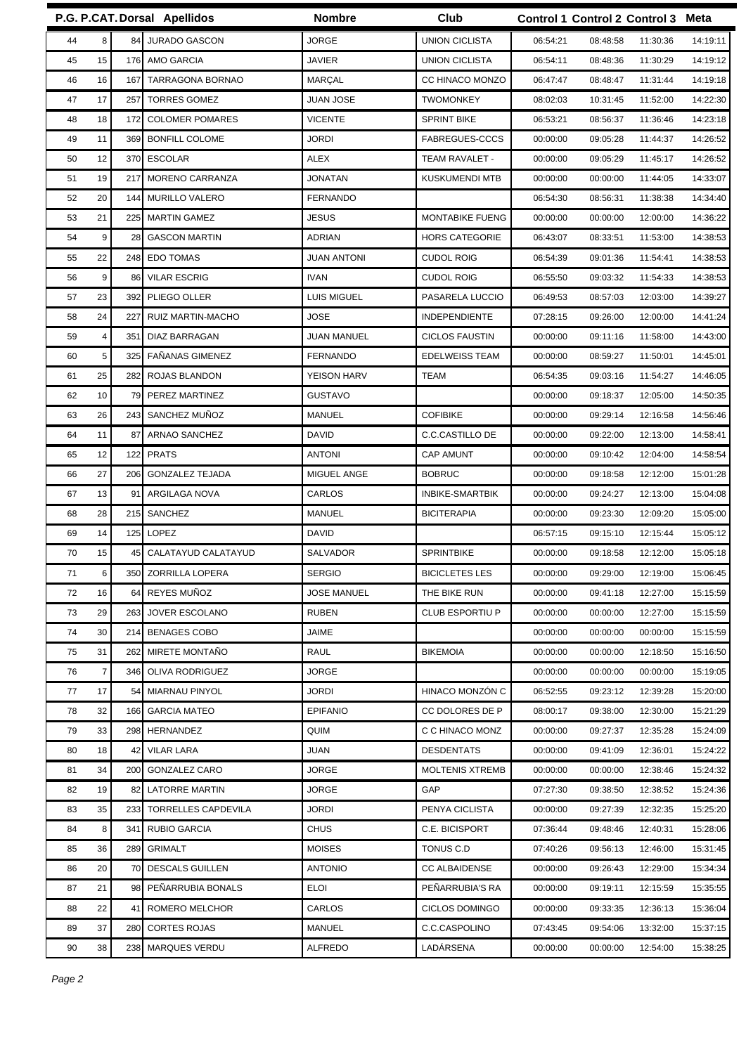| P.G. | P.CAT. | Dorsal | Apellidos | Nombre | Club | Control 1 | Control 2 | Control 3 | Meta |
|---|---|---|---|---|---|---|---|---|---|
| 44 | 8 | 84 | JURADO GASCON | JORGE | UNION CICLISTA | 06:54:21 | 08:48:58 | 11:30:36 | 14:19:11 |
| 45 | 15 | 176 | AMO GARCIA | JAVIER | UNION CICLISTA | 06:54:11 | 08:48:36 | 11:30:29 | 14:19:12 |
| 46 | 16 | 167 | TARRAGONA BORNAO | MARÇAL | CC HINACO MONZO | 06:47:47 | 08:48:47 | 11:31:44 | 14:19:18 |
| 47 | 17 | 257 | TORRES GOMEZ | JUAN JOSE | TWOMONKEY | 08:02:03 | 10:31:45 | 11:52:00 | 14:22:30 |
| 48 | 18 | 172 | COLOMER POMARES | VICENTE | SPRINT BIKE | 06:53:21 | 08:56:37 | 11:36:46 | 14:23:18 |
| 49 | 11 | 369 | BONFILL COLOME | JORDI | FABREGUES-CCCS | 00:00:00 | 09:05:28 | 11:44:37 | 14:26:52 |
| 50 | 12 | 370 | ESCOLAR | ALEX | TEAM RAVALET - | 00:00:00 | 09:05:29 | 11:45:17 | 14:26:52 |
| 51 | 19 | 217 | MORENO CARRANZA | JONATAN | KUSKUMENDI MTB | 00:00:00 | 00:00:00 | 11:44:05 | 14:33:07 |
| 52 | 20 | 144 | MURILLO VALERO | FERNANDO |  | 06:54:30 | 08:56:31 | 11:38:38 | 14:34:40 |
| 53 | 21 | 225 | MARTIN GAMEZ | JESUS | MONTABIKE FUENG | 00:00:00 | 00:00:00 | 12:00:00 | 14:36:22 |
| 54 | 9 | 28 | GASCON MARTIN | ADRIAN | HORS CATEGORIE | 06:43:07 | 08:33:51 | 11:53:00 | 14:38:53 |
| 55 | 22 | 248 | EDO TOMAS | JUAN ANTONI | CUDOL ROIG | 06:54:39 | 09:01:36 | 11:54:41 | 14:38:53 |
| 56 | 9 | 86 | VILAR ESCRIG | IVAN | CUDOL ROIG | 06:55:50 | 09:03:32 | 11:54:33 | 14:38:53 |
| 57 | 23 | 392 | PLIEGO OLLER | LUIS MIGUEL | PASARELA LUCCIO | 06:49:53 | 08:57:03 | 12:03:00 | 14:39:27 |
| 58 | 24 | 227 | RUIZ MARTIN-MACHO | JOSE | INDEPENDIENTE | 07:28:15 | 09:26:00 | 12:00:00 | 14:41:24 |
| 59 | 4 | 351 | DIAZ BARRAGAN | JUAN MANUEL | CICLOS FAUSTIN | 00:00:00 | 09:11:16 | 11:58:00 | 14:43:00 |
| 60 | 5 | 325 | FAÑANAS GIMENEZ | FERNANDO | EDELWEISS TEAM | 00:00:00 | 08:59:27 | 11:50:01 | 14:45:01 |
| 61 | 25 | 282 | ROJAS BLANDON | YEISON HARV | TEAM | 06:54:35 | 09:03:16 | 11:54:27 | 14:46:05 |
| 62 | 10 | 79 | PEREZ MARTINEZ | GUSTAVO |  | 00:00:00 | 09:18:37 | 12:05:00 | 14:50:35 |
| 63 | 26 | 243 | SANCHEZ MUÑOZ | MANUEL | COFIBIKE | 00:00:00 | 09:29:14 | 12:16:58 | 14:56:46 |
| 64 | 11 | 87 | ARNAO SANCHEZ | DAVID | C.C.CASTILLO DE | 00:00:00 | 09:22:00 | 12:13:00 | 14:58:41 |
| 65 | 12 | 122 | PRATS | ANTONI | CAP AMUNT | 00:00:00 | 09:10:42 | 12:04:00 | 14:58:54 |
| 66 | 27 | 206 | GONZALEZ TEJADA | MIGUEL ANGE | BOBRUC | 00:00:00 | 09:18:58 | 12:12:00 | 15:01:28 |
| 67 | 13 | 91 | ARGILAGA NOVA | CARLOS | INBIKE-SMARTBIK | 00:00:00 | 09:24:27 | 12:13:00 | 15:04:08 |
| 68 | 28 | 215 | SANCHEZ | MANUEL | BICITERAPIA | 00:00:00 | 09:23:30 | 12:09:20 | 15:05:00 |
| 69 | 14 | 125 | LOPEZ | DAVID |  | 06:57:15 | 09:15:10 | 12:15:44 | 15:05:12 |
| 70 | 15 | 45 | CALATAYUD CALATAYUD | SALVADOR | SPRINTBIKE | 00:00:00 | 09:18:58 | 12:12:00 | 15:05:18 |
| 71 | 6 | 350 | ZORRILLA LOPERA | SERGIO | BICICLETES LES | 00:00:00 | 09:29:00 | 12:19:00 | 15:06:45 |
| 72 | 16 | 64 | REYES MUÑOZ | JOSE MANUEL | THE BIKE RUN | 00:00:00 | 09:41:18 | 12:27:00 | 15:15:59 |
| 73 | 29 | 263 | JOVER ESCOLANO | RUBEN | CLUB ESPORTIU P | 00:00:00 | 00:00:00 | 12:27:00 | 15:15:59 |
| 74 | 30 | 214 | BENAGES COBO | JAIME |  | 00:00:00 | 00:00:00 | 00:00:00 | 15:15:59 |
| 75 | 31 | 262 | MIRETE MONTAÑO | RAUL | BIKEMOIA | 00:00:00 | 00:00:00 | 12:18:50 | 15:16:50 |
| 76 | 7 | 346 | OLIVA RODRIGUEZ | JORGE |  | 00:00:00 | 00:00:00 | 00:00:00 | 15:19:05 |
| 77 | 17 | 54 | MIARNAU PINYOL | JORDI | HINACO MONZÓN C | 06:52:55 | 09:23:12 | 12:39:28 | 15:20:00 |
| 78 | 32 | 166 | GARCIA MATEO | EPIFANIO | CC DOLORES DE P | 08:00:17 | 09:38:00 | 12:30:00 | 15:21:29 |
| 79 | 33 | 298 | HERNANDEZ | QUIM | C C HINACO MONZ | 00:00:00 | 09:27:37 | 12:35:28 | 15:24:09 |
| 80 | 18 | 42 | VILAR LARA | JUAN | DESDENTATS | 00:00:00 | 09:41:09 | 12:36:01 | 15:24:22 |
| 81 | 34 | 200 | GONZALEZ CARO | JORGE | MOLTENIS XTREMB | 00:00:00 | 00:00:00 | 12:38:46 | 15:24:32 |
| 82 | 19 | 82 | LATORRE MARTIN | JORGE | GAP | 07:27:30 | 09:38:50 | 12:38:52 | 15:24:36 |
| 83 | 35 | 233 | TORRELLES CAPDEVILA | JORDI | PENYA CICLISTA | 00:00:00 | 09:27:39 | 12:32:35 | 15:25:20 |
| 84 | 8 | 341 | RUBIO GARCIA | CHUS | C.E. BICISPORT | 07:36:44 | 09:48:46 | 12:40:31 | 15:28:06 |
| 85 | 36 | 289 | GRIMALT | MOISES | TONUS C.D | 07:40:26 | 09:56:13 | 12:46:00 | 15:31:45 |
| 86 | 20 | 70 | DESCALS GUILLEN | ANTONIO | CC ALBAIDENSE | 00:00:00 | 09:26:43 | 12:29:00 | 15:34:34 |
| 87 | 21 | 98 | PEÑARRUBIA BONALS | ELOI | PEÑARRUBIA'S RA | 00:00:00 | 09:19:11 | 12:15:59 | 15:35:55 |
| 88 | 22 | 41 | ROMERO MELCHOR | CARLOS | CICLOS DOMINGO | 00:00:00 | 09:33:35 | 12:36:13 | 15:36:04 |
| 89 | 37 | 280 | CORTES ROJAS | MANUEL | C.C.CASPOLINO | 07:43:45 | 09:54:06 | 13:32:00 | 15:37:15 |
| 90 | 38 | 238 | MARQUES VERDU | ALFREDO | LADÁRSENA | 00:00:00 | 00:00:00 | 12:54:00 | 15:38:25 |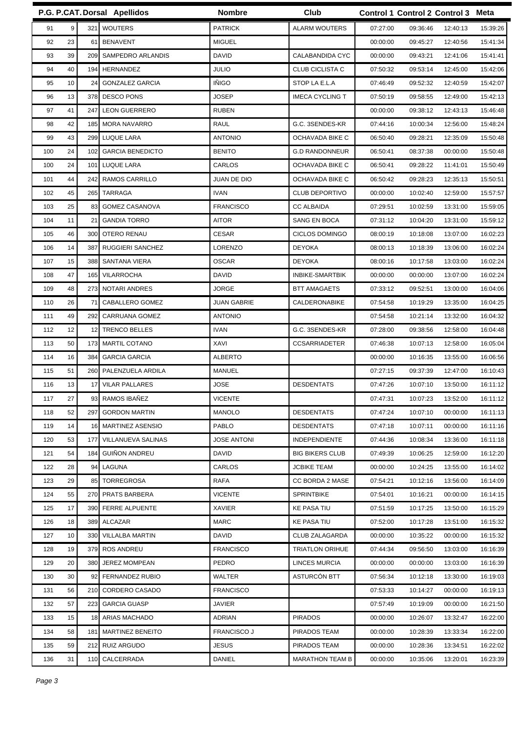| P.G. | P.CAT. | Dorsal | Apellidos | Nombre | Club | Control 1 | Control 2 | Control 3 | Meta |
|---|---|---|---|---|---|---|---|---|---|
| 91 | 9 | 321 | WOUTERS | PATRICK | ALARM WOUTERS | 07:27:00 | 09:36:46 | 12:40:13 | 15:39:26 |
| 92 | 23 | 61 | BENAVENT | MIGUEL | | 00:00:00 | 09:45:27 | 12:40:56 | 15:41:34 |
| 93 | 39 | 209 | SAMPEDRO ARLANDIS | DAVID | CALABANDIDA CYC | 00:00:00 | 09:43:21 | 12:41:06 | 15:41:41 |
| 94 | 40 | 194 | HERNANDEZ | JULIO | CLUB CICLISTA C | 07:50:32 | 09:53:14 | 12:45:00 | 15:42:06 |
| 95 | 10 | 24 | GONZALEZ GARCIA | IÑIGO | STOP LA E.L.A | 07:46:49 | 09:52:32 | 12:40:59 | 15:42:07 |
| 96 | 13 | 378 | DESCO PONS | JOSEP | IMECA CYCLING T | 07:50:19 | 09:58:55 | 12:49:00 | 15:42:13 |
| 97 | 41 | 247 | LEON GUERRERO | RUBEN | | 00:00:00 | 09:38:12 | 12:43:13 | 15:46:48 |
| 98 | 42 | 185 | MORA NAVARRO | RAUL | G.C. 3SENDES-KR | 07:44:16 | 10:00:34 | 12:56:00 | 15:48:24 |
| 99 | 43 | 299 | LUQUE LARA | ANTONIO | OCHAVADA BIKE C | 06:50:40 | 09:28:21 | 12:35:09 | 15:50:48 |
| 100 | 24 | 102 | GARCIA BENEDICTO | BENITO | G.D RANDONNEUR | 06:50:41 | 08:37:38 | 00:00:00 | 15:50:48 |
| 100 | 24 | 101 | LUQUE LARA | CARLOS | OCHAVADA BIKE C | 06:50:41 | 09:28:22 | 11:41:01 | 15:50:49 |
| 101 | 44 | 242 | RAMOS CARRILLO | JUAN DE DIO | OCHAVADA BIKE C | 06:50:42 | 09:28:23 | 12:35:13 | 15:50:51 |
| 102 | 45 | 265 | TARRAGA | IVAN | CLUB DEPORTIVO | 00:00:00 | 10:02:40 | 12:59:00 | 15:57:57 |
| 103 | 25 | 83 | GOMEZ CASANOVA | FRANCISCO | CC ALBAIDA | 07:29:51 | 10:02:59 | 13:31:00 | 15:59:05 |
| 104 | 11 | 21 | GANDIA TORRO | AITOR | SANG EN BOCA | 07:31:12 | 10:04:20 | 13:31:00 | 15:59:12 |
| 105 | 46 | 300 | OTERO RENAU | CESAR | CICLOS DOMINGO | 08:00:19 | 10:18:08 | 13:07:00 | 16:02:23 |
| 106 | 14 | 387 | RUGGIERI SANCHEZ | LORENZO | DEYOKA | 08:00:13 | 10:18:39 | 13:06:00 | 16:02:24 |
| 107 | 15 | 388 | SANTANA VIERA | OSCAR | DEYOKA | 08:00:16 | 10:17:58 | 13:03:00 | 16:02:24 |
| 108 | 47 | 165 | VILARROCHA | DAVID | INBIKE-SMARTBIK | 00:00:00 | 00:00:00 | 13:07:00 | 16:02:24 |
| 109 | 48 | 273 | NOTARI ANDRES | JORGE | BTT AMAGAETS | 07:33:12 | 09:52:51 | 13:00:00 | 16:04:06 |
| 110 | 26 | 71 | CABALLERO GOMEZ | JUAN GABRIE | CALDERONABIKE | 07:54:58 | 10:19:29 | 13:35:00 | 16:04:25 |
| 111 | 49 | 292 | CARRUANA GOMEZ | ANTONIO | | 07:54:58 | 10:21:14 | 13:32:00 | 16:04:32 |
| 112 | 12 | 12 | TRENCO BELLES | IVAN | G.C. 3SENDES-KR | 07:28:00 | 09:38:56 | 12:58:00 | 16:04:48 |
| 113 | 50 | 173 | MARTIL COTANO | XAVI | CCSARRIADETER | 07:46:38 | 10:07:13 | 12:58:00 | 16:05:04 |
| 114 | 16 | 384 | GARCIA GARCIA | ALBERTO | | 00:00:00 | 10:16:35 | 13:55:00 | 16:06:56 |
| 115 | 51 | 260 | PALENZUELA ARDILA | MANUEL | | 07:27:15 | 09:37:39 | 12:47:00 | 16:10:43 |
| 116 | 13 | 17 | VILAR PALLARES | JOSE | DESDENTATS | 07:47:26 | 10:07:10 | 13:50:00 | 16:11:12 |
| 117 | 27 | 93 | RAMOS IBAÑEZ | VICENTE | | 07:47:31 | 10:07:23 | 13:52:00 | 16:11:12 |
| 118 | 52 | 297 | GORDON MARTIN | MANOLO | DESDENTATS | 07:47:24 | 10:07:10 | 00:00:00 | 16:11:13 |
| 119 | 14 | 16 | MARTINEZ ASENSIO | PABLO | DESDENTATS | 07:47:18 | 10:07:11 | 00:00:00 | 16:11:16 |
| 120 | 53 | 177 | VILLANUEVA SALINAS | JOSE ANTONI | INDEPENDIENTE | 07:44:36 | 10:08:34 | 13:36:00 | 16:11:18 |
| 121 | 54 | 184 | GUIÑON ANDREU | DAVID | BIG BIKERS CLUB | 07:49:39 | 10:06:25 | 12:59:00 | 16:12:20 |
| 122 | 28 | 94 | LAGUNA | CARLOS | JCBIKE TEAM | 00:00:00 | 10:24:25 | 13:55:00 | 16:14:02 |
| 123 | 29 | 85 | TORREGROSA | RAFA | CC BORDA 2 MASE | 07:54:21 | 10:12:16 | 13:56:00 | 16:14:09 |
| 124 | 55 | 270 | PRATS BARBERA | VICENTE | SPRINTBIKE | 07:54:01 | 10:16:21 | 00:00:00 | 16:14:15 |
| 125 | 17 | 390 | FERRE ALPUENTE | XAVIER | KE PASA TIU | 07:51:59 | 10:17:25 | 13:50:00 | 16:15:29 |
| 126 | 18 | 389 | ALCAZAR | MARC | KE PASA TIU | 07:52:00 | 10:17:28 | 13:51:00 | 16:15:32 |
| 127 | 10 | 330 | VILLALBA MARTIN | DAVID | CLUB ZALAGARDA | 00:00:00 | 10:35:22 | 00:00:00 | 16:15:32 |
| 128 | 19 | 379 | ROS ANDREU | FRANCISCO | TRIATLON ORIHUE | 07:44:34 | 09:56:50 | 13:03:00 | 16:16:39 |
| 129 | 20 | 380 | JEREZ MOMPEAN | PEDRO | LINCES MURCIA | 00:00:00 | 00:00:00 | 13:03:00 | 16:16:39 |
| 130 | 30 | 92 | FERNANDEZ RUBIO | WALTER | ASTURCÓN BTT | 07:56:34 | 10:12:18 | 13:30:00 | 16:19:03 |
| 131 | 56 | 210 | CORDERO CASADO | FRANCISCO | | 07:53:33 | 10:14:27 | 00:00:00 | 16:19:13 |
| 132 | 57 | 223 | GARCIA GUASP | JAVIER | | 07:57:49 | 10:19:09 | 00:00:00 | 16:21:50 |
| 133 | 15 | 18 | ARIAS MACHADO | ADRIAN | PIRADOS | 00:00:00 | 10:26:07 | 13:32:47 | 16:22:00 |
| 134 | 58 | 181 | MARTINEZ BENEITO | FRANCISCO J | PIRADOS TEAM | 00:00:00 | 10:28:39 | 13:33:34 | 16:22:00 |
| 135 | 59 | 212 | RUIZ ARGUDO | JESUS | PIRADOS TEAM | 00:00:00 | 10:28:36 | 13:34:51 | 16:22:02 |
| 136 | 31 | 110 | CALCERRADA | DANIEL | MARATHON TEAM B | 00:00:00 | 10:35:06 | 13:20:01 | 16:23:39 |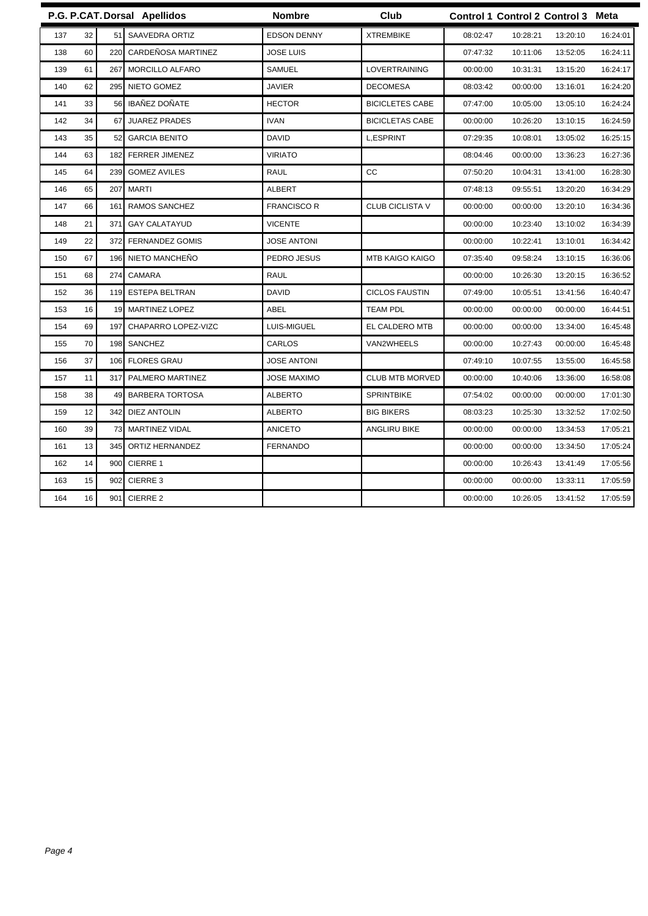| P.G. | P.CAT. | Dorsal | Apellidos | Nombre | Club | Control 1 | Control 2 | Control 3 | Meta |
|---|---|---|---|---|---|---|---|---|---|
| 137 | 32 | 51 | SAAVEDRA ORTIZ | EDSON DENNY | XTREMBIKE | 08:02:47 | 10:28:21 | 13:20:10 | 16:24:01 |
| 138 | 60 | 220 | CARDEÑOSA MARTINEZ | JOSE LUIS | | 07:47:32 | 10:11:06 | 13:52:05 | 16:24:11 |
| 139 | 61 | 267 | MORCILLO ALFARO | SAMUEL | LOVERTRAINING | 00:00:00 | 10:31:31 | 13:15:20 | 16:24:17 |
| 140 | 62 | 295 | NIETO GOMEZ | JAVIER | DECOMESA | 08:03:42 | 00:00:00 | 13:16:01 | 16:24:20 |
| 141 | 33 | 56 | IBAÑEZ DOÑATE | HECTOR | BICICLETES CABE | 07:47:00 | 10:05:00 | 13:05:10 | 16:24:24 |
| 142 | 34 | 67 | JUAREZ PRADES | IVAN | BICICLETAS CABE | 00:00:00 | 10:26:20 | 13:10:15 | 16:24:59 |
| 143 | 35 | 52 | GARCIA BENITO | DAVID | L,ESPRINT | 07:29:35 | 10:08:01 | 13:05:02 | 16:25:15 |
| 144 | 63 | 182 | FERRER JIMENEZ | VIRIATO | | 08:04:46 | 00:00:00 | 13:36:23 | 16:27:36 |
| 145 | 64 | 239 | GOMEZ AVILES | RAUL | CC | 07:50:20 | 10:04:31 | 13:41:00 | 16:28:30 |
| 146 | 65 | 207 | MARTI | ALBERT | | 07:48:13 | 09:55:51 | 13:20:20 | 16:34:29 |
| 147 | 66 | 161 | RAMOS SANCHEZ | FRANCISCO R | CLUB CICLISTA V | 00:00:00 | 00:00:00 | 13:20:10 | 16:34:36 |
| 148 | 21 | 371 | GAY CALATAYUD | VICENTE | | 00:00:00 | 10:23:40 | 13:10:02 | 16:34:39 |
| 149 | 22 | 372 | FERNANDEZ GOMIS | JOSE ANTONI | | 00:00:00 | 10:22:41 | 13:10:01 | 16:34:42 |
| 150 | 67 | 196 | NIETO MANCHEÑO | PEDRO JESUS | MTB KAIGO KAIGO | 07:35:40 | 09:58:24 | 13:10:15 | 16:36:06 |
| 151 | 68 | 274 | CAMARA | RAUL | | 00:00:00 | 10:26:30 | 13:20:15 | 16:36:52 |
| 152 | 36 | 119 | ESTEPA BELTRAN | DAVID | CICLOS FAUSTIN | 07:49:00 | 10:05:51 | 13:41:56 | 16:40:47 |
| 153 | 16 | 19 | MARTINEZ LOPEZ | ABEL | TEAM PDL | 00:00:00 | 00:00:00 | 00:00:00 | 16:44:51 |
| 154 | 69 | 197 | CHAPARRO LOPEZ-VIZC | LUIS-MIGUEL | EL CALDERO MTB | 00:00:00 | 00:00:00 | 13:34:00 | 16:45:48 |
| 155 | 70 | 198 | SANCHEZ | CARLOS | VAN2WHEELS | 00:00:00 | 10:27:43 | 00:00:00 | 16:45:48 |
| 156 | 37 | 106 | FLORES GRAU | JOSE ANTONI | | 07:49:10 | 10:07:55 | 13:55:00 | 16:45:58 |
| 157 | 11 | 317 | PALMERO MARTINEZ | JOSE MAXIMO | CLUB MTB MORVED | 00:00:00 | 10:40:06 | 13:36:00 | 16:58:08 |
| 158 | 38 | 49 | BARBERA TORTOSA | ALBERTO | SPRINTBIKE | 07:54:02 | 00:00:00 | 00:00:00 | 17:01:30 |
| 159 | 12 | 342 | DIEZ ANTOLIN | ALBERTO | BIG BIKERS | 08:03:23 | 10:25:30 | 13:32:52 | 17:02:50 |
| 160 | 39 | 73 | MARTINEZ VIDAL | ANICETO | ANGLIRU BIKE | 00:00:00 | 00:00:00 | 13:34:53 | 17:05:21 |
| 161 | 13 | 345 | ORTIZ HERNANDEZ | FERNANDO | | 00:00:00 | 00:00:00 | 13:34:50 | 17:05:24 |
| 162 | 14 | 900 | CIERRE 1 | | | 00:00:00 | 10:26:43 | 13:41:49 | 17:05:56 |
| 163 | 15 | 902 | CIERRE 3 | | | 00:00:00 | 00:00:00 | 13:33:11 | 17:05:59 |
| 164 | 16 | 901 | CIERRE 2 | | | 00:00:00 | 10:26:05 | 13:41:52 | 17:05:59 |